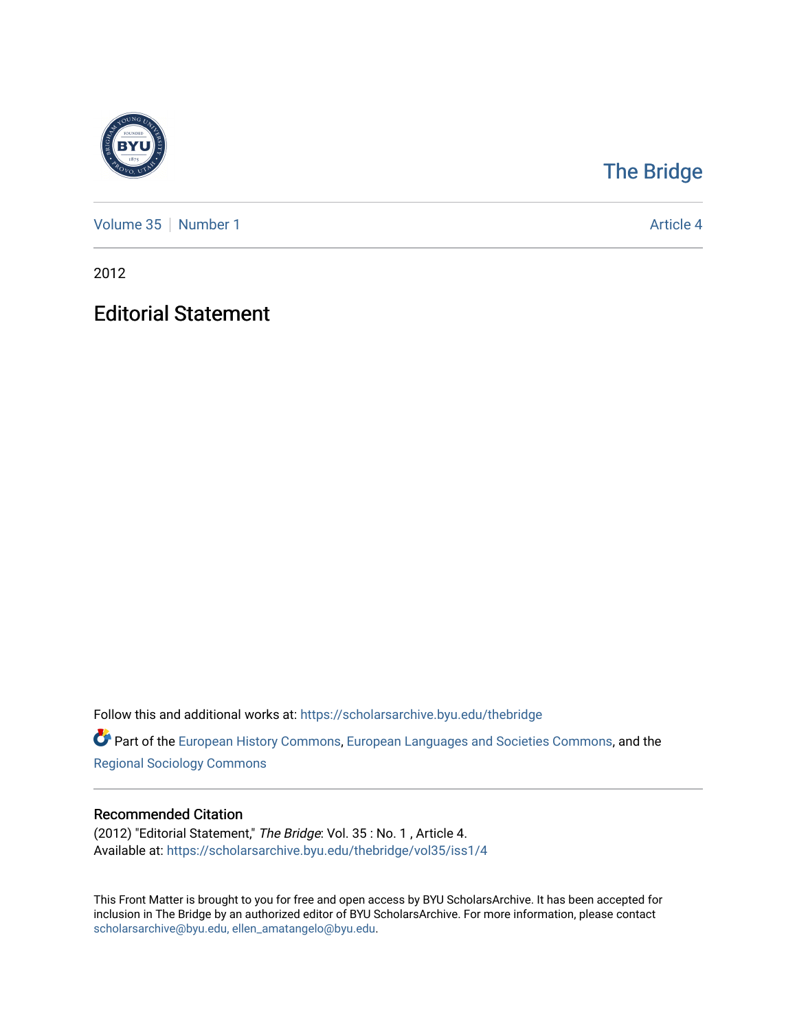# The Bridge

Volume 35 | Number 1 | Article 4

2012

## Editorial Statement

Follow this and additional works at: https://scholarsarchive.byu.edu/thebridge

Part of the European History Commons, European Languages and Societies Commons, and the Regional Sociology Commons

### Recommended Citation

(2012) "Editorial Statement," *The Bridge*: Vol. 35 : No. 1 , Article 4.
Available at: https://scholarsarchive.byu.edu/thebridge/vol35/iss1/4

This Front Matter is brought to you for free and open access by BYU ScholarsArchive. It has been accepted for inclusion in The Bridge by an authorized editor of BYU ScholarsArchive. For more information, please contact scholarsarchive@byu.edu, ellen_amatangelo@byu.edu.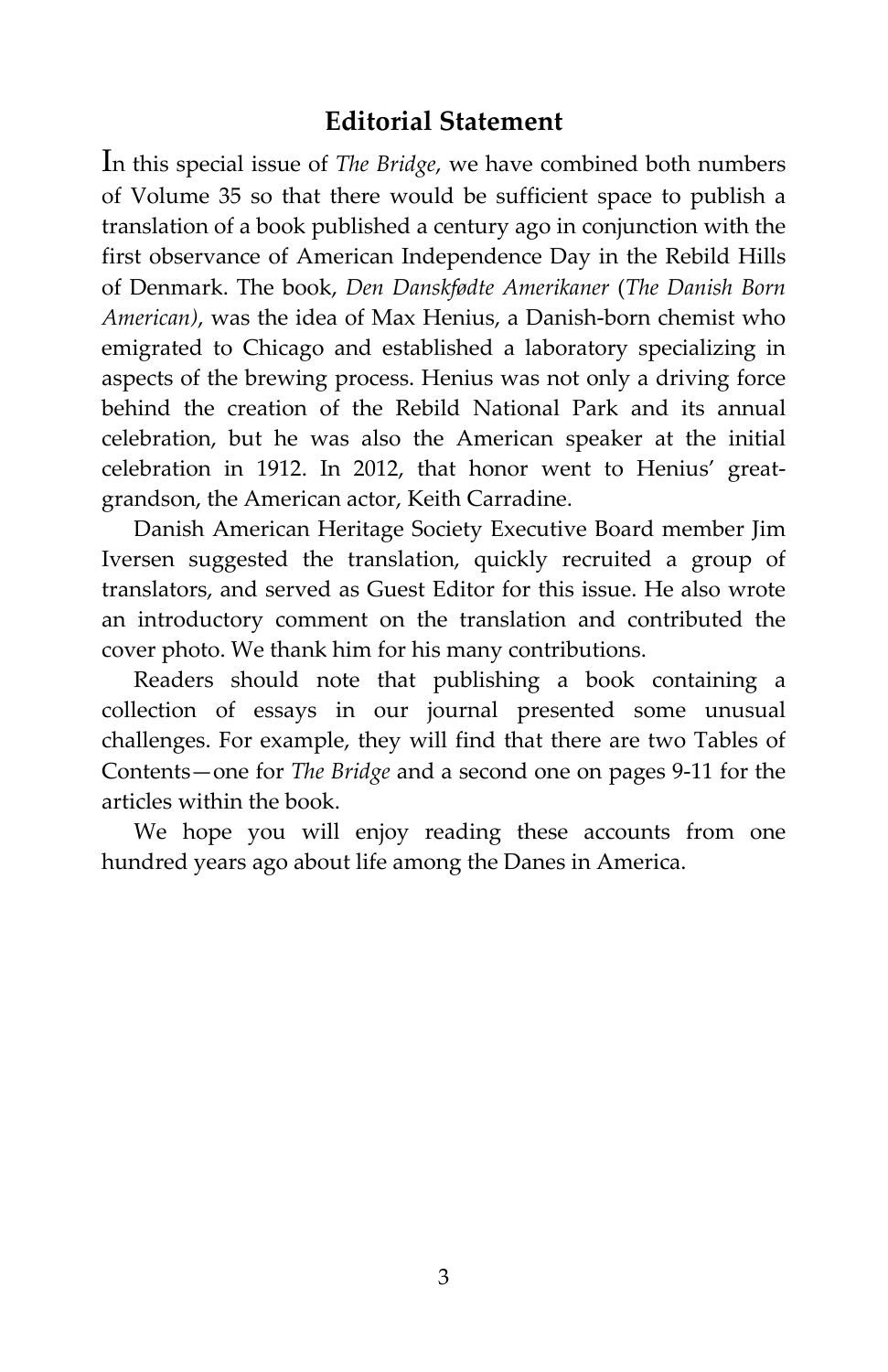## Editorial Statement

In this special issue of *The Bridge*, we have combined both numbers of Volume 35 so that there would be sufficient space to publish a translation of a book published a century ago in conjunction with the first observance of American Independence Day in the Rebild Hills of Denmark. The book, *Den Danskfødte Amerikaner* (*The Danish Born American)*, was the idea of Max Henius, a Danish-born chemist who emigrated to Chicago and established a laboratory specializing in aspects of the brewing process. Henius was not only a driving force behind the creation of the Rebild National Park and its annual celebration, but he was also the American speaker at the initial celebration in 1912. In 2012, that honor went to Henius' great-grandson, the American actor, Keith Carradine.

Danish American Heritage Society Executive Board member Jim Iversen suggested the translation, quickly recruited a group of translators, and served as Guest Editor for this issue. He also wrote an introductory comment on the translation and contributed the cover photo. We thank him for his many contributions.

Readers should note that publishing a book containing a collection of essays in our journal presented some unusual challenges. For example, they will find that there are two Tables of Contents—one for *The Bridge* and a second one on pages 9-11 for the articles within the book.

We hope you will enjoy reading these accounts from one hundred years ago about life among the Danes in America.